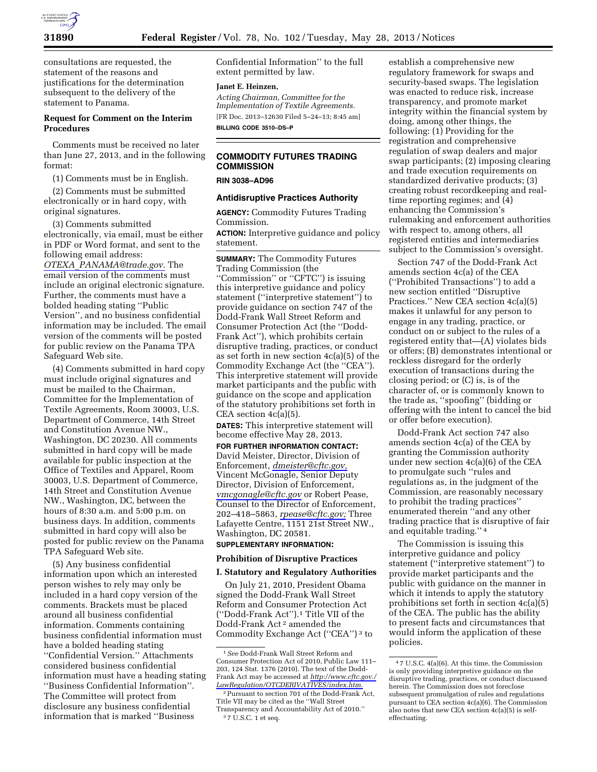consultations are requested, the statement of the reasons and justifications for the determination subsequent to the delivery of the statement to Panama.

**Request for Comment on the Interim Procedures**

Comments must be received no later than June 27, 2013, and in the following format:

(1) Comments must be in English.

(2) Comments must be submitted electronically or in hard copy, with original signatures.

(3) Comments submitted electronically, via email, must be either in PDF or Word format, and sent to the following email address: *OTEXA_PANAMA@trade.gov.* The email version of the comments must include an original electronic signature. Further, the comments must have a bolded heading stating ''Public Version'', and no business confidential information may be included. The email version of the comments will be posted for public review on the Panama TPA Safeguard Web site.

(4) Comments submitted in hard copy must include original signatures and must be mailed to the Chairman, Committee for the Implementation of Textile Agreements, Room 30003, U.S. Department of Commerce, 14th Street and Constitution Avenue NW., Washington, DC 20230. All comments submitted in hard copy will be made available for public inspection at the Office of Textiles and Apparel, Room 30003, U.S. Department of Commerce, 14th Street and Constitution Avenue NW., Washington, DC, between the hours of 8:30 a.m. and 5:00 p.m. on business days. In addition, comments submitted in hard copy will also be posted for public review on the Panama TPA Safeguard Web site.

(5) Any business confidential information upon which an interested person wishes to rely may only be included in a hard copy version of the comments. Brackets must be placed around all business confidential information. Comments containing business confidential information must have a bolded heading stating ''Confidential Version.'' Attachments considered business confidential information must have a heading stating ''Business Confidential Information''. The Committee will protect from disclosure any business confidential information that is marked ''Business Confidential Information'' to the full extent permitted by law.

**Janet E. Heinzen,**

*Acting Chairman, Committee for the Implementation of Textile Agreements.*

[FR Doc. 2013–12630 Filed 5–24–13; 8:45 am]

**BILLING CODE 3510–DS–P**

---

## COMMODITY FUTURES TRADING COMMISSION

**RIN 3038–AD96**

### Antidisruptive Practices Authority

**AGENCY:** Commodity Futures Trading Commission.

**ACTION:** Interpretive guidance and policy statement.

**SUMMARY:** The Commodity Futures Trading Commission (the ''Commission'' or ''CFTC'') is issuing this interpretive guidance and policy statement (''interpretive statement'') to provide guidance on section 747 of the Dodd-Frank Wall Street Reform and Consumer Protection Act (the ''Dodd-Frank Act''), which prohibits certain disruptive trading, practices, or conduct as set forth in new section 4c(a)(5) of the Commodity Exchange Act (the ''CEA''). This interpretive statement will provide market participants and the public with guidance on the scope and application of the statutory prohibitions set forth in CEA section 4c(a)(5).

**DATES:** This interpretive statement will become effective May 28, 2013.

**FOR FURTHER INFORMATION CONTACT:** David Meister, Director, Division of Enforcement, *dmeister@cftc.gov,* Vincent McGonagle, Senior Deputy Director, Division of Enforcement, *vmcgonagle@cftc.gov* or Robert Pease, Counsel to the Director of Enforcement, 202–418–5863, *rpease@cftc.gov;* Three Lafayette Centre, 1151 21st Street NW., Washington, DC 20581.

**SUPPLEMENTARY INFORMATION:**

### Prohibition of Disruptive Practices

#### I. Statutory and Regulatory Authorities

On July 21, 2010, President Obama signed the Dodd-Frank Wall Street Reform and Consumer Protection Act (''Dodd-Frank Act'').[1] Title VII of the Dodd-Frank Act[2] amended the Commodity Exchange Act (''CEA'')[3] to establish a comprehensive new regulatory framework for swaps and security-based swaps. The legislation was enacted to reduce risk, increase transparency, and promote market integrity within the financial system by doing, among other things, the following: (1) Providing for the registration and comprehensive regulation of swap dealers and major swap participants; (2) imposing clearing and trade execution requirements on standardized derivative products; (3) creating robust recordkeeping and real-time reporting regimes; and (4) enhancing the Commission's rulemaking and enforcement authorities with respect to, among others, all registered entities and intermediaries subject to the Commission's oversight.

Section 747 of the Dodd-Frank Act amends section 4c(a) of the CEA (''Prohibited Transactions'') to add a new section entitled ''Disruptive Practices.'' New CEA section 4c(a)(5) makes it unlawful for any person to engage in any trading, practice, or conduct on or subject to the rules of a registered entity that—(A) violates bids or offers; (B) demonstrates intentional or reckless disregard for the orderly execution of transactions during the closing period; or (C) is, is of the character of, or is commonly known to the trade as, ''spoofing'' (bidding or offering with the intent to cancel the bid or offer before execution).

Dodd-Frank Act section 747 also amends section 4c(a) of the CEA by granting the Commission authority under new section 4c(a)(6) of the CEA to promulgate such ''rules and regulations as, in the judgment of the Commission, are reasonably necessary to prohibit the trading practices'' enumerated therein ''and any other trading practice that is disruptive of fair and equitable trading.''[4]

The Commission is issuing this interpretive guidance and policy statement (''interpretive statement'') to provide market participants and the public with guidance on the manner in which it intends to apply the statutory prohibitions set forth in section 4c(a)(5) of the CEA. The public has the ability to present facts and circumstances that would inform the application of these policies.

---

[1] *See* Dodd-Frank Wall Street Reform and Consumer Protection Act of 2010, Public Law 111–203, 124 Stat. 1376 (2010). The text of the Dodd-Frank Act may be accessed at *http://www.cftc.gov./LawRegulation/OTCDERIVATIVES/index.htm.*

[2] Pursuant to section 701 of the Dodd-Frank Act, Title VII may be cited as the ''Wall Street Transparency and Accountability Act of 2010.''

[3] 7 U.S.C. 1 et seq.

[4] 7 U.S.C. 4(a)(6). At this time, the Commission is only providing interpretive guidance on the disruptive trading, practices, or conduct discussed herein. The Commission does not foreclose subsequent promulgation of rules and regulations pursuant to CEA section 4c(a)(6). The Commission also notes that new CEA section 4c(a)(5) is self-effectuating.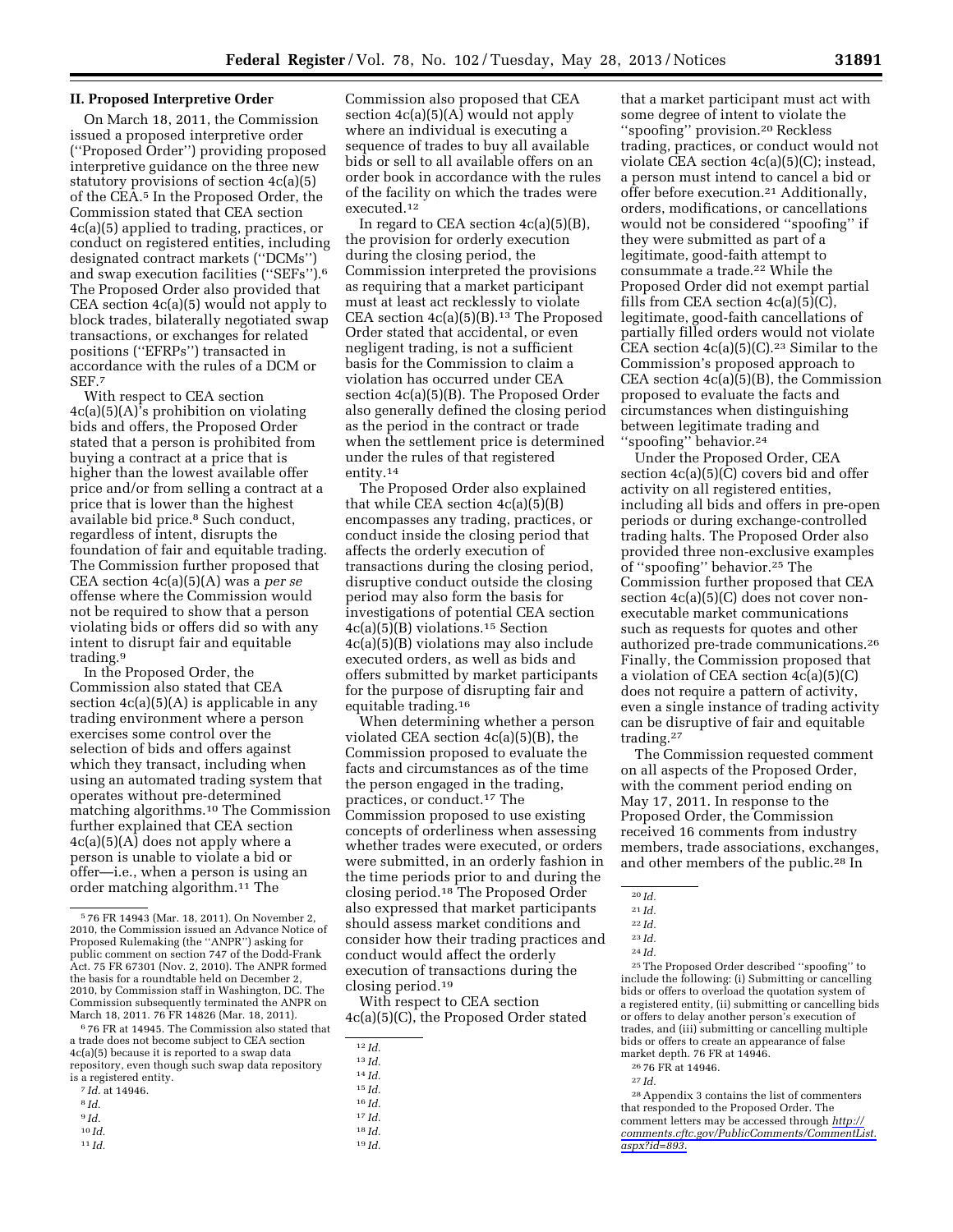## II. Proposed Interpretive Order

On March 18, 2011, the Commission issued a proposed interpretive order (''Proposed Order'') providing proposed interpretive guidance on the three new statutory provisions of section 4c(a)(5) of the CEA.[5] In the Proposed Order, the Commission stated that CEA section 4c(a)(5) applied to trading, practices, or conduct on registered entities, including designated contract markets (''DCMs'') and swap execution facilities (''SEFs'').[6] The Proposed Order also provided that CEA section 4c(a)(5) would not apply to block trades, bilaterally negotiated swap transactions, or exchanges for related positions (''EFRPs'') transacted in accordance with the rules of a DCM or SEF.[7]

With respect to CEA section 4c(a)(5)(A)'s prohibition on violating bids and offers, the Proposed Order stated that a person is prohibited from buying a contract at a price that is higher than the lowest available offer price and/or from selling a contract at a price that is lower than the highest available bid price.[8] Such conduct, regardless of intent, disrupts the foundation of fair and equitable trading. The Commission further proposed that CEA section 4c(a)(5)(A) was a *per se* offense where the Commission would not be required to show that a person violating bids or offers did so with any intent to disrupt fair and equitable trading.[9]

In the Proposed Order, the Commission also stated that CEA section 4c(a)(5)(A) is applicable in any trading environment where a person exercises some control over the selection of bids and offers against which they transact, including when using an automated trading system that operates without pre-determined matching algorithms.[10] The Commission further explained that CEA section 4c(a)(5)(A) does not apply where a person is unable to violate a bid or offer—i.e., when a person is using an order matching algorithm.[11] The Commission also proposed that CEA section 4c(a)(5)(A) would not apply where an individual is executing a sequence of trades to buy all available bids or sell to all available offers on an order book in accordance with the rules of the facility on which the trades were executed.[12]

In regard to CEA section 4c(a)(5)(B), the provision for orderly execution during the closing period, the Commission interpreted the provisions as requiring that a market participant must at least act recklessly to violate CEA section 4c(a)(5)(B).[13] The Proposed Order stated that accidental, or even negligent trading, is not a sufficient basis for the Commission to claim a violation has occurred under CEA section 4c(a)(5)(B). The Proposed Order also generally defined the closing period as the period in the contract or trade when the settlement price is determined under the rules of that registered entity.[14]

The Proposed Order also explained that while CEA section 4c(a)(5)(B) encompasses any trading, practices, or conduct inside the closing period that affects the orderly execution of transactions during the closing period, disruptive conduct outside the closing period may also form the basis for investigations of potential CEA section 4c(a)(5)(B) violations.[15] Section 4c(a)(5)(B) violations may also include executed orders, as well as bids and offers submitted by market participants for the purpose of disrupting fair and equitable trading.[16]

When determining whether a person violated CEA section 4c(a)(5)(B), the Commission proposed to evaluate the facts and circumstances as of the time the person engaged in the trading, practices, or conduct.[17] The Commission proposed to use existing concepts of orderliness when assessing whether trades were executed, or orders were submitted, in an orderly fashion in the time periods prior to and during the closing period.[18] The Proposed Order also expressed that market participants should assess market conditions and consider how their trading practices and conduct would affect the orderly execution of transactions during the closing period.[19]

With respect to CEA section 4c(a)(5)(C), the Proposed Order stated that a market participant must act with some degree of intent to violate the ''spoofing'' provision.[20] Reckless trading, practices, or conduct would not violate CEA section 4c(a)(5)(C); instead, a person must intend to cancel a bid or offer before execution.[21] Additionally, orders, modifications, or cancellations would not be considered ''spoofing'' if they were submitted as part of a legitimate, good-faith attempt to consummate a trade.[22] While the Proposed Order did not exempt partial fills from CEA section 4c(a)(5)(C), legitimate, good-faith cancellations of partially filled orders would not violate CEA section 4c(a)(5)(C).[23] Similar to the Commission's proposed approach to CEA section 4c(a)(5)(B), the Commission proposed to evaluate the facts and circumstances when distinguishing between legitimate trading and ''spoofing'' behavior.[24]

Under the Proposed Order, CEA section 4c(a)(5)(C) covers bid and offer activity on all registered entities, including all bids and offers in pre-open periods or during exchange-controlled trading halts. The Proposed Order also provided three non-exclusive examples of ''spoofing'' behavior.[25] The Commission further proposed that CEA section 4c(a)(5)(C) does not cover non-executable market communications such as requests for quotes and other authorized pre-trade communications.[26] Finally, the Commission proposed that a violation of CEA section 4c(a)(5)(C) does not require a pattern of activity, even a single instance of trading activity can be disruptive of fair and equitable trading.[27]

The Commission requested comment on all aspects of the Proposed Order, with the comment period ending on May 17, 2011. In response to the Proposed Order, the Commission received 16 comments from industry members, trade associations, exchanges, and other members of the public.[28] In

---

[5] 76 FR 14943 (Mar. 18, 2011). On November 2, 2010, the Commission issued an Advance Notice of Proposed Rulemaking (the ''ANPR'') asking for public comment on section 747 of the Dodd-Frank Act. 75 FR 67301 (Nov. 2, 2010). The ANPR formed the basis for a roundtable held on December 2, 2010, by Commission staff in Washington, DC. The Commission subsequently terminated the ANPR on March 18, 2011. 76 FR 14826 (Mar. 18, 2011).

[6] 76 FR at 14945. The Commission also stated that a trade does not become subject to CEA section 4c(a)(5) because it is reported to a swap data repository, even though such swap data repository is a registered entity.

[7] *Id.* at 14946.

[8] *Id.*

[9] *Id.*

[10] *Id.*

[11] *Id.*

[12] *Id.*

[13] *Id.*

[14] *Id.*

[15] *Id.*

[16] *Id.*

[17] *Id.*

[18] *Id.*

[19] *Id.*

[20] *Id.*

[21] *Id.*

[22] *Id.*

[23] *Id.*

[24] *Id.*

[25] The Proposed Order described ''spoofing'' to include the following: (i) Submitting or cancelling bids or offers to overload the quotation system of a registered entity, (ii) submitting or cancelling bids or offers to delay another person's execution of trades, and (iii) submitting or cancelling multiple bids or offers to create an appearance of false market depth. 76 FR at 14946.

[26] 76 FR at 14946.

[27] *Id.*

[28] Appendix 3 contains the list of commenters that responded to the Proposed Order. The comment letters may be accessed through *http://comments.cftc.gov/PublicComments/CommentList.aspx?id=893.*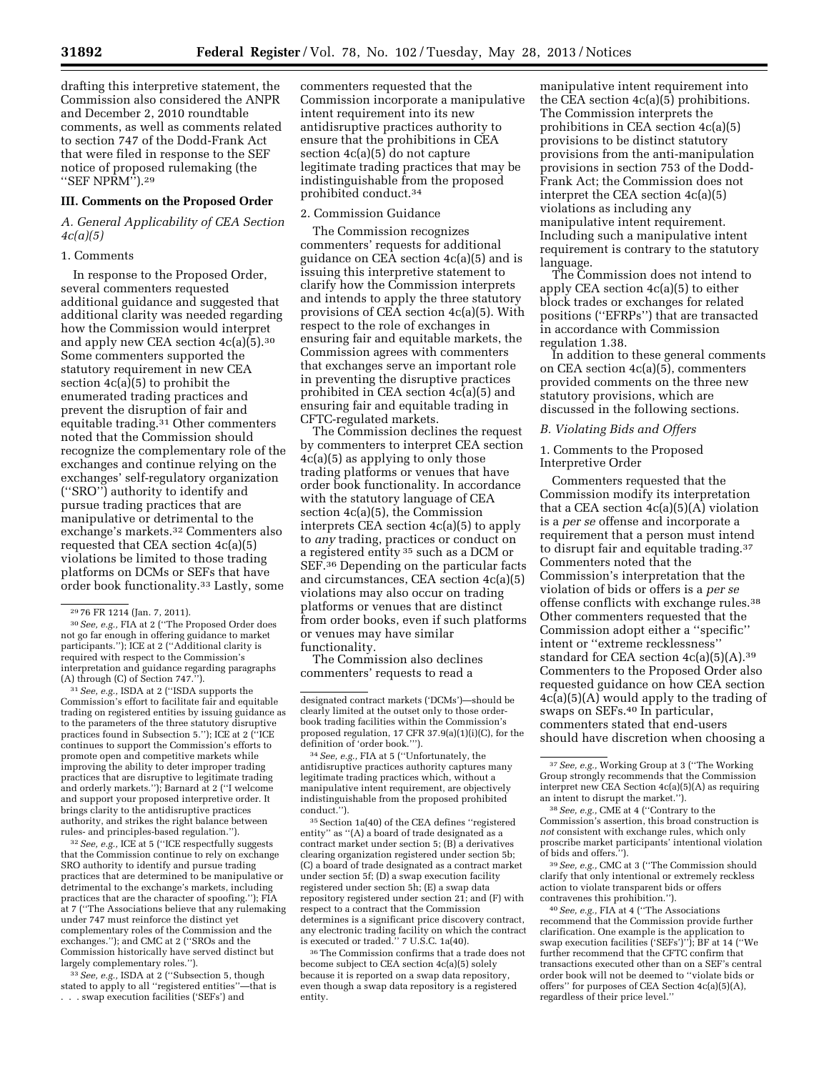drafting this interpretive statement, the Commission also considered the ANPR and December 2, 2010 roundtable comments, as well as comments related to section 747 of the Dodd-Frank Act that were filed in response to the SEF notice of proposed rulemaking (the "SEF NPRM").[29]

## III. Comments on the Proposed Order

### A. General Applicability of CEA Section 4c(a)(5)

#### 1. Comments

In response to the Proposed Order, several commenters requested additional guidance and suggested that additional clarity was needed regarding how the Commission would interpret and apply new CEA section 4c(a)(5).[30] Some commenters supported the statutory requirement in new CEA section 4c(a)(5) to prohibit the enumerated trading practices and prevent the disruption of fair and equitable trading.[31] Other commenters noted that the Commission should recognize the complementary role of the exchanges and continue relying on the exchanges' self-regulatory organization ("SRO") authority to identify and pursue trading practices that are manipulative or detrimental to the exchange's markets.[32] Commenters also requested that CEA section 4c(a)(5) violations be limited to those trading platforms on DCMs or SEFs that have order book functionality.[33] Lastly, some commenters requested that the Commission incorporate a manipulative intent requirement into its new antidisruptive practices authority to ensure that the prohibitions in CEA section 4c(a)(5) do not capture legitimate trading practices that may be indistinguishable from the proposed prohibited conduct.[34]

#### 2. Commission Guidance

The Commission recognizes commenters' requests for additional guidance on CEA section 4c(a)(5) and is issuing this interpretive statement to clarify how the Commission interprets and intends to apply the three statutory provisions of CEA section 4c(a)(5). With respect to the role of exchanges in ensuring fair and equitable markets, the Commission agrees with commenters that exchanges serve an important role in preventing the disruptive practices prohibited in CEA section 4c(a)(5) and ensuring fair and equitable trading in CFTC-regulated markets.

The Commission declines the request by commenters to interpret CEA section 4c(a)(5) as applying to only those trading platforms or venues that have order book functionality. In accordance with the statutory language of CEA section 4c(a)(5), the Commission interprets CEA section 4c(a)(5) to apply to *any* trading, practices or conduct on a registered entity[35] such as a DCM or SEF.[36] Depending on the particular facts and circumstances, CEA section 4c(a)(5) violations may also occur on trading platforms or venues that are distinct from order books, even if such platforms or venues may have similar functionality.

The Commission also declines commenters' requests to read a manipulative intent requirement into the CEA section 4c(a)(5) prohibitions. The Commission interprets the prohibitions in CEA section 4c(a)(5) provisions to be distinct statutory provisions from the anti-manipulation provisions in section 753 of the Dodd-Frank Act; the Commission does not interpret the CEA section 4c(a)(5) violations as including any manipulative intent requirement. Including such a manipulative intent requirement is contrary to the statutory language.

The Commission does not intend to apply CEA section 4c(a)(5) to either block trades or exchanges for related positions ("EFRPs") that are transacted in accordance with Commission regulation 1.38.

In addition to these general comments on CEA section 4c(a)(5), commenters provided comments on the three new statutory provisions, which are discussed in the following sections.

### B. Violating Bids and Offers

#### 1. Comments to the Proposed Interpretive Order

Commenters requested that the Commission modify its interpretation that a CEA section 4c(a)(5)(A) violation is a *per se* offense and incorporate a requirement that a person must intend to disrupt fair and equitable trading.[37] Commenters noted that the Commission's interpretation that the violation of bids or offers is a *per se* offense conflicts with exchange rules.[38] Other commenters requested that the Commission adopt either a "specific" intent or "extreme recklessness" standard for CEA section 4c(a)(5)(A).[39] Commenters to the Proposed Order also requested guidance on how CEA section 4c(a)(5)(A) would apply to the trading of swaps on SEFs.[40] In particular, commenters stated that end-users should have discretion when choosing a

---

[29] 76 FR 1214 (Jan. 7, 2011).

[30] *See, e.g.,* FIA at 2 ("The Proposed Order does not go far enough in offering guidance to market participants."); ICE at 2 ("Additional clarity is required with respect to the Commission's interpretation and guidance regarding paragraphs (A) through (C) of Section 747.").

[31] *See, e.g.,* ISDA at 2 ("ISDA supports the Commission's effort to facilitate fair and equitable trading on registered entities by issuing guidance as to the parameters of the three statutory disruptive practices found in Subsection 5."); ICE at 2 ("ICE continues to support the Commission's efforts to promote open and competitive markets while improving the ability to deter improper trading practices that are disruptive to legitimate trading and orderly markets."); Barnard at 2 ("I welcome and support your proposed interpretive order. It brings clarity to the antidisruptive practices authority, and strikes the right balance between rules- and principles-based regulation.").

[32] *See, e.g.,* ICE at 5 ("ICE respectfully suggests that the Commission continue to rely on exchange SRO authority to identify and pursue trading practices that are determined to be manipulative or detrimental to the exchange's markets, including practices that are the character of spoofing."); FIA at 7 ("The Associations believe that any rulemaking under 747 must reinforce the distinct yet complementary roles of the Commission and the exchanges."); and CMC at 2 ("SROs and the Commission historically have served distinct but largely complementary roles.").

[33] *See, e.g.,* ISDA at 2 ("Subsection 5, though stated to apply to all "registered entities"—that is . . . swap execution facilities ('SEFs') and designated contract markets ('DCMs')—should be clearly limited at the outset only to those order-book trading facilities within the Commission's proposed regulation, 17 CFR 37.9(a)(1)(i)(C), for the definition of 'order book.'").

[34] *See, e.g.,* FIA at 5 ("Unfortunately, the antidisruptive practices authority captures many legitimate trading practices which, without a manipulative intent requirement, are objectively indistinguishable from the proposed prohibited conduct.").

[35] Section 1a(40) of the CEA defines "registered entity" as "(A) a board of trade designated as a contract market under section 5; (B) a derivatives clearing organization registered under section 5b; (C) a board of trade designated as a contract market under section 5f; (D) a swap execution facility registered under section 5h; (E) a swap data repository registered under section 21; and (F) with respect to a contract that the Commission determines is a significant price discovery contract, any electronic trading facility on which the contract is executed or traded." 7 U.S.C. 1a(40).

[36] The Commission confirms that a trade does not become subject to CEA section 4c(a)(5) solely because it is reported on a swap data repository, even though a swap data repository is a registered entity.

[37] *See, e.g.,* Working Group at 3 ("The Working Group strongly recommends that the Commission interpret new CEA Section 4c(a)(5)(A) as requiring an intent to disrupt the market.").

[38] *See, e.g.,* CME at 4 ("Contrary to the Commission's assertion, this broad construction is *not* consistent with exchange rules, which only proscribe market participants' intentional violation of bids and offers.").

[39] *See, e.g.,* CMC at 3 ("The Commission should clarify that only intentional or extremely reckless action to violate transparent bids or offers contravenes this prohibition.").

[40] *See, e.g.,* FIA at 4 ("The Associations recommend that the Commission provide further clarification. One example is the application to swap execution facilities ('SEFs')"); BF at 14 ("We further recommend that the CFTC confirm that transactions executed other than on a SEF's central order book will not be deemed to "violate bids or offers" for purposes of CEA Section 4c(a)(5)(A), regardless of their price level."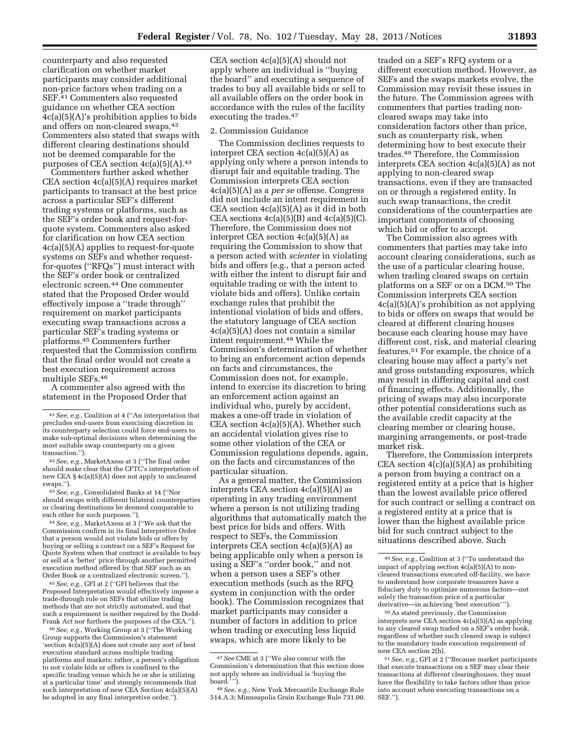counterparty and also requested clarification on whether market participants may consider additional non-price factors when trading on a SEF.[41] Commenters also requested guidance on whether CEA section 4c(a)(5)(A)'s prohibition applies to bids and offers on non-cleared swaps.[42] Commenters also stated that swaps with different clearing destinations should not be deemed comparable for the purposes of CEA section 4c(a)(5)(A).[43]

Commenters further asked whether CEA section 4c(a)(5)(A) requires market participants to transact at the best price across a particular SEF's different trading systems or platforms, such as the SEF's order book and request-for-quote system. Commenters also asked for clarification on how CEA section 4c(a)(5)(A) applies to request-for-quote systems on SEFs and whether request-for-quotes (''RFQs'') must interact with the SEF's order book or centralized electronic screen.[44] One commenter stated that the Proposed Order would effectively impose a ''trade through'' requirement on market participants executing swap transactions across a particular SEF's trading systems or platforms.[45] Commenters further requested that the Commission confirm that the final order would not create a best execution requirement across multiple SEFs.[46]

A commenter also agreed with the statement in the Proposed Order that CEA section 4c(a)(5)(A) should not apply where an individual is ''buying the board'' and executing a sequence of trades to buy all available bids or sell to all available offers on the order book in accordance with the rules of the facility executing the trades.[47]

2. Commission Guidance

The Commission declines requests to interpret CEA section 4c(a)(5)(A) as applying only where a person intends to disrupt fair and equitable trading. The Commission interprets CEA section 4c(a)(5)(A) as a *per se* offense. Congress did not include an intent requirement in CEA section 4c(a)(5)(A) as it did in both CEA sections 4c(a)(5)(B) and 4c(a)(5)(C). Therefore, the Commission does not interpret CEA section 4c(a)(5)(A) as requiring the Commission to show that a person acted with *scienter* in violating bids and offers (e.g., that a person acted with either the intent to disrupt fair and equitable trading or with the intent to violate bids and offers). Unlike certain exchange rules that prohibit the intentional violation of bids and offers, the statutory language of CEA section 4c(a)(5)(A) does not contain a similar intent requirement.[48] While the Commission's determination of whether to bring an enforcement action depends on facts and circumstances, the Commission does not, for example, intend to exercise its discretion to bring an enforcement action against an individual who, purely by accident, makes a one-off trade in violation of CEA section 4c(a)(5)(A). Whether such an accidental violation gives rise to some other violation of the CEA or Commission regulations depends, again, on the facts and circumstances of the particular situation.

As a general matter, the Commission interprets CEA section 4c(a)(5)(A) as operating in any trading environment where a person is not utilizing trading algorithms that automatically match the best price for bids and offers. With respect to SEFs, the Commission interprets CEA section 4c(a)(5)(A) as being applicable only when a person is using a SEF's ''order book,'' and not when a person uses a SEF's other execution methods (such as the RFQ system in conjunction with the order book). The Commission recognizes that market participants may consider a number of factors in addition to price when trading or executing less liquid swaps, which are more likely to be traded on a SEF's RFQ system or a different execution method. However, as SEFs and the swaps markets evolve, the Commission may revisit these issues in the future. The Commission agrees with commenters that parties trading non-cleared swaps may take into consideration factors other than price, such as counterparty risk, when determining how to best execute their trades.[49] Therefore, the Commission interprets CEA section 4c(a)(5)(A) as not applying to non-cleared swap transactions, even if they are transacted on or through a registered entity. In such swap transactions, the credit considerations of the counterparties are important components of choosing which bid or offer to accept.

The Commission also agrees with commenters that parties may take into account clearing considerations, such as the use of a particular clearing house, when trading cleared swaps on certain platforms on a SEF or on a DCM.[50] The Commission interprets CEA section 4c(a)(5)(A)'s prohibition as not applying to bids or offers on swaps that would be cleared at different clearing houses because each clearing house may have different cost, risk, and material clearing features.[51] For example, the choice of a clearing house may affect a party's net and gross outstanding exposures, which may result in differing capital and cost of financing effects. Additionally, the pricing of swaps may also incorporate other potential considerations such as the available credit capacity at the clearing member or clearing house, margining arrangements, or post-trade market risk.

Therefore, the Commission interprets CEA section 4(c)(a)(5)(A) as prohibiting a person from buying a contract on a registered entity at a price that is higher than the lowest available price offered for such contract or selling a contract on a registered entity at a price that is lower than the highest available price bid for such contract subject to the situations described above. Such

---

[41] *See, e.g.,* Coalition at 4 (''An interpretation that precludes end-users from exercising discretion in its counterparty selection could force end-users to make sub-optimal decisions when determining the most suitable swap counterparty on a given transaction.'').

[42] *See, e.g.,* MarketAxess at 3 (''The final order should make clear that the CFTC's interpretation of new CEA § 4c(a)(5)(A) does not apply to uncleared swaps.'').

[43] *See, e.g.,* Consolidated Banks at 14 (''Nor should swaps with different bilateral counterparties or clearing destinations be deemed comparable to each other for such purposes.'').

[44] *See, e.g.,* MarketAxess at 3 (''We ask that the Commission confirm in its final Interpretive Order that a person would not violate bids or offers by buying or selling a contract on a SEF's Request for Quote System when that contract is available to buy or sell at a 'better' price through another permitted execution method offered by that SEF such as an Order Book or a centralized electronic screen.'').

[45] *See, e.g.,* GFI at 2 (''GFI believes that the Proposed Interpretation would effectively impose a trade-through rule on SEFs that utilize trading methods that are not strictly automated, and that such a requirement is neither required by the Dodd-Frank Act nor furthers the purposes of the CEA.'').

[46] *See, e.g.,* Working Group at 3 (''The Working Group supports the Commission's statement 'section 4c(a)(5)(A) does not create any sort of best execution standard across multiple trading platforms and markets; rather, a person's obligation to not violate bids or offers is confined to the specific trading venue which he or she is utilizing at a particular time' and strongly recommends that such interpretation of new CEA Section 4c(a)(5)(A) be adopted in any final interpretive order.'').

[47] *See* CME at 3 (''We also concur with the Commission's determination that this section does not apply where an individual is 'buying the board.' '').

[48] *See, e.g.,* New York Mercantile Exchange Rule 514.A.3; Minneapolis Grain Exchange Rule 731.00.

[49] *See, e.g.,* Coalition at 3 (''To understand the impact of applying section 4c(a)(5)(A) to non-cleared transactions executed off-facility, we have to understand how corporate treasurers have a fiduciary duty to optimize numerous factors—not solely the transaction price of a particular derivative—in achieving 'best execution' '').

[50] As stated previously, the Commission interprets new CEA section 4c(a)(5)(A) as applying to any cleared swap traded on a SEF's order book, regardless of whether such cleared swap is subject to the mandatory trade execution requirement of new CEA section 2(h).

[51] *See, e.g.,* GFI at 2 (''Because market participants that execute transactions on a SEF may clear their transactions at different clearinghouses, they must have the flexibility to take factors other than price into account when executing transactions on a SEF.'').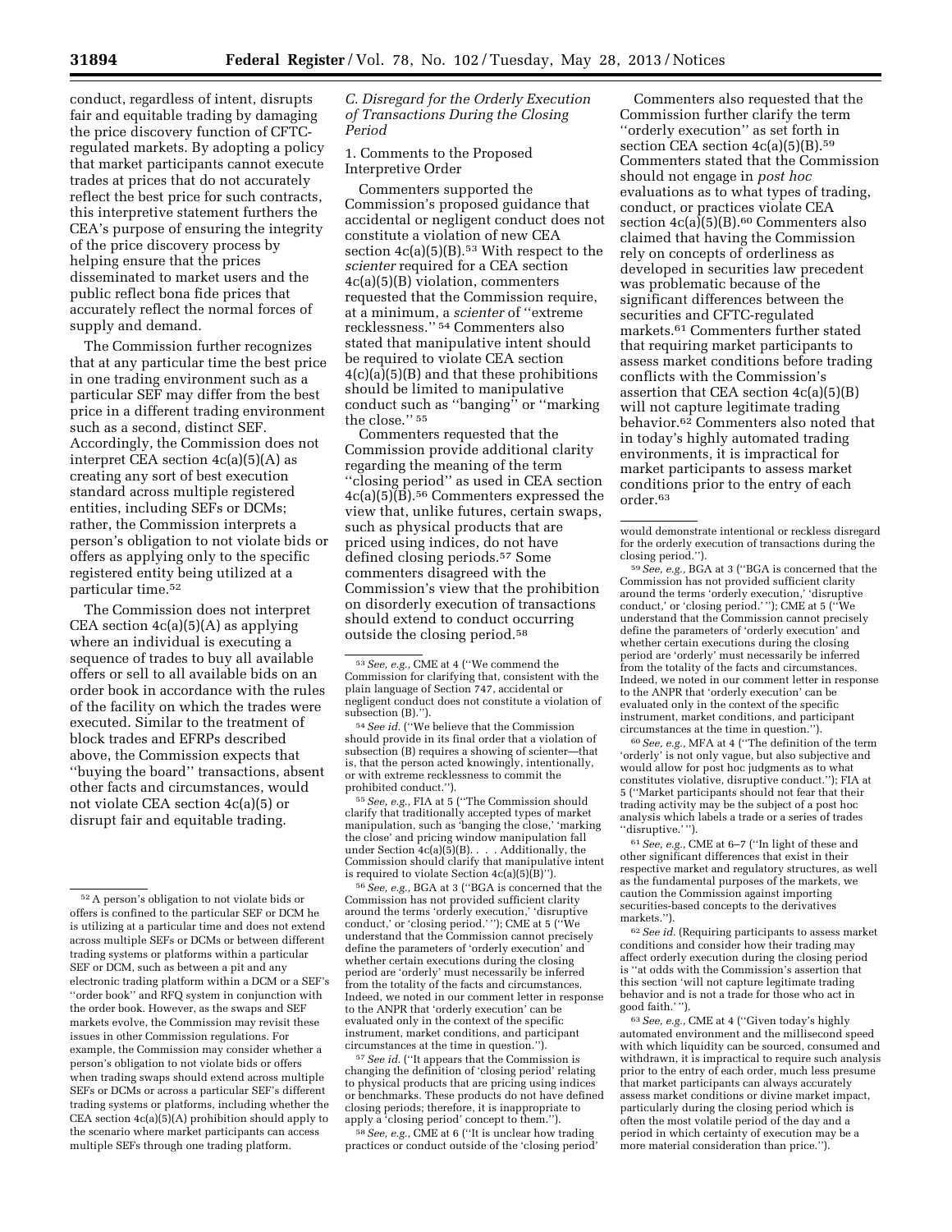conduct, regardless of intent, disrupts fair and equitable trading by damaging the price discovery function of CFTC-regulated markets. By adopting a policy that market participants cannot execute trades at prices that do not accurately reflect the best price for such contracts, this interpretive statement furthers the CEA's purpose of ensuring the integrity of the price discovery process by helping ensure that the prices disseminated to market users and the public reflect bona fide prices that accurately reflect the normal forces of supply and demand.

The Commission further recognizes that at any particular time the best price in one trading environment such as a particular SEF may differ from the best price in a different trading environment such as a second, distinct SEF. Accordingly, the Commission does not interpret CEA section 4c(a)(5)(A) as creating any sort of best execution standard across multiple registered entities, including SEFs or DCMs; rather, the Commission interprets a person's obligation to not violate bids or offers as applying only to the specific registered entity being utilized at a particular time.[52]

The Commission does not interpret CEA section 4c(a)(5)(A) as applying where an individual is executing a sequence of trades to buy all available offers or sell to all available bids on an order book in accordance with the rules of the facility on which the trades were executed. Similar to the treatment of block trades and EFRPs described above, the Commission expects that ''buying the board'' transactions, absent other facts and circumstances, would not violate CEA section 4c(a)(5) or disrupt fair and equitable trading.

### C. Disregard for the Orderly Execution of Transactions During the Closing Period

#### 1. Comments to the Proposed Interpretive Order

Commenters supported the Commission's proposed guidance that accidental or negligent conduct does not constitute a violation of new CEA section 4c(a)(5)(B).[53] With respect to the *scienter* required for a CEA section 4c(a)(5)(B) violation, commenters requested that the Commission require, at a minimum, a *scienter* of ''extreme recklessness.''[54] Commenters also stated that manipulative intent should be required to violate CEA section 4(c)(a)(5)(B) and that these prohibitions should be limited to manipulative conduct such as ''banging'' or ''marking the close.''[55]

Commenters requested that the Commission provide additional clarity regarding the meaning of the term ''closing period'' as used in CEA section 4c(a)(5)(B).[56] Commenters expressed the view that, unlike futures, certain swaps, such as physical products that are priced using indices, do not have defined closing periods.[57] Some commenters disagreed with the Commission's view that the prohibition on disorderly execution of transactions should extend to conduct occurring outside the closing period.[58]

Commenters also requested that the Commission further clarify the term ''orderly execution'' as set forth in section CEA section 4c(a)(5)(B).[59] Commenters stated that the Commission should not engage in *post hoc* evaluations as to what types of trading, conduct, or practices violate CEA section 4c(a)(5)(B).[60] Commenters also claimed that having the Commission rely on concepts of orderliness as developed in securities law precedent was problematic because of the significant differences between the securities and CFTC-regulated markets.[61] Commenters further stated that requiring market participants to assess market conditions before trading conflicts with the Commission's assertion that CEA section 4c(a)(5)(B) will not capture legitimate trading behavior.[62] Commenters also noted that in today's highly automated trading environments, it is impractical for market participants to assess market conditions prior to the entry of each order.[63]

---

[52] A person's obligation to not violate bids or offers is confined to the particular SEF or DCM he is utilizing at a particular time and does not extend across multiple SEFs or DCMs or between different trading systems or platforms within a particular SEF or DCM, such as between a pit and any electronic trading platform within a DCM or a SEF's ''order book'' and RFQ system in conjunction with the order book. However, as the swaps and SEF markets evolve, the Commission may revisit these issues in other Commission regulations. For example, the Commission may consider whether a person's obligation to not violate bids or offers when trading swaps should extend across multiple SEFs or DCMs or across a particular SEF's different trading systems or platforms, including whether the CEA section 4c(a)(5)(A) prohibition should apply to the scenario where market participants can access multiple SEFs through one trading platform.

[53] *See, e.g.,* CME at 4 (''We commend the Commission for clarifying that, consistent with the plain language of Section 747, accidental or negligent conduct does not constitute a violation of subsection (B).'').

[54] *See id.* (''We believe that the Commission should provide in its final order that a violation of subsection (B) requires a showing of scienter—that is, that the person acted knowingly, intentionally, or with extreme recklessness to commit the prohibited conduct.'').

[55] *See, e.g.,* FIA at 5 (''The Commission should clarify that traditionally accepted types of market manipulation, such as 'banging the close,' 'marking the close' and pricing window manipulation fall under Section 4c(a)(5)(B). . . . Additionally, the Commission should clarify that manipulative intent is required to violate Section 4c(a)(5)(B)'').

[56] *See, e.g.,* BGA at 3 (''BGA is concerned that the Commission has not provided sufficient clarity around the terms 'orderly execution,' 'disruptive conduct,' or 'closing period.' ''); CME at 5 (''We understand that the Commission cannot precisely define the parameters of 'orderly execution' and whether certain executions during the closing period are 'orderly' must necessarily be inferred from the totality of the facts and circumstances. Indeed, we noted in our comment letter in response to the ANPR that 'orderly execution' can be evaluated only in the context of the specific instrument, market conditions, and participant circumstances at the time in question.'').

[57] *See id.* (''It appears that the Commission is changing the definition of 'closing period' relating to physical products that are pricing using indices or benchmarks. These products do not have defined closing periods; therefore, it is inappropriate to apply a 'closing period' concept to them.'').

[58] *See, e.g.,* CME at 6 (''It is unclear how trading practices or conduct outside of the 'closing period' would demonstrate intentional or reckless disregard for the orderly execution of transactions during the closing period.'').

[59] *See, e.g.,* BGA at 3 (''BGA is concerned that the Commission has not provided sufficient clarity around the terms 'orderly execution,' 'disruptive conduct,' or 'closing period.' ''); CME at 5 (''We understand that the Commission cannot precisely define the parameters of 'orderly execution' and whether certain executions during the closing period are 'orderly' must necessarily be inferred from the totality of the facts and circumstances. Indeed, we noted in our comment letter in response to the ANPR that 'orderly execution' can be evaluated only in the context of the specific instrument, market conditions, and participant circumstances at the time in question.'').

[60] *See, e.g.,* MFA at 4 (''The definition of the term 'orderly' is not only vague, but also subjective and would allow for post hoc judgments as to what constitutes violative, disruptive conduct.''); FIA at 5 (''Market participants should not fear that their trading activity may be the subject of a post hoc analysis which labels a trade or a series of trades 'disruptive.' '').

[61] *See, e.g.,* CME at 6–7 (''In light of these and other significant differences that exist in their respective market and regulatory structures, as well as the fundamental purposes of the markets, we caution the Commission against importing securities-based concepts to the derivatives markets.'').

[62] *See id.* (Requiring participants to assess market conditions and consider how their trading may affect orderly execution during the closing period is ''at odds with the Commission's assertion that this section 'will not capture legitimate trading behavior and is not a trade for those who act in good faith.' '').

[63] *See, e.g.,* CME at 4 (''Given today's highly automated environment and the millisecond speed with which liquidity can be sourced, consumed and withdrawn, it is impractical to require such analysis prior to the entry of each order, much less presume that market participants can always accurately assess market conditions or divine market impact, particularly during the closing period which is often the most volatile period of the day and a period in which certainty of execution may be a more material consideration than price.'').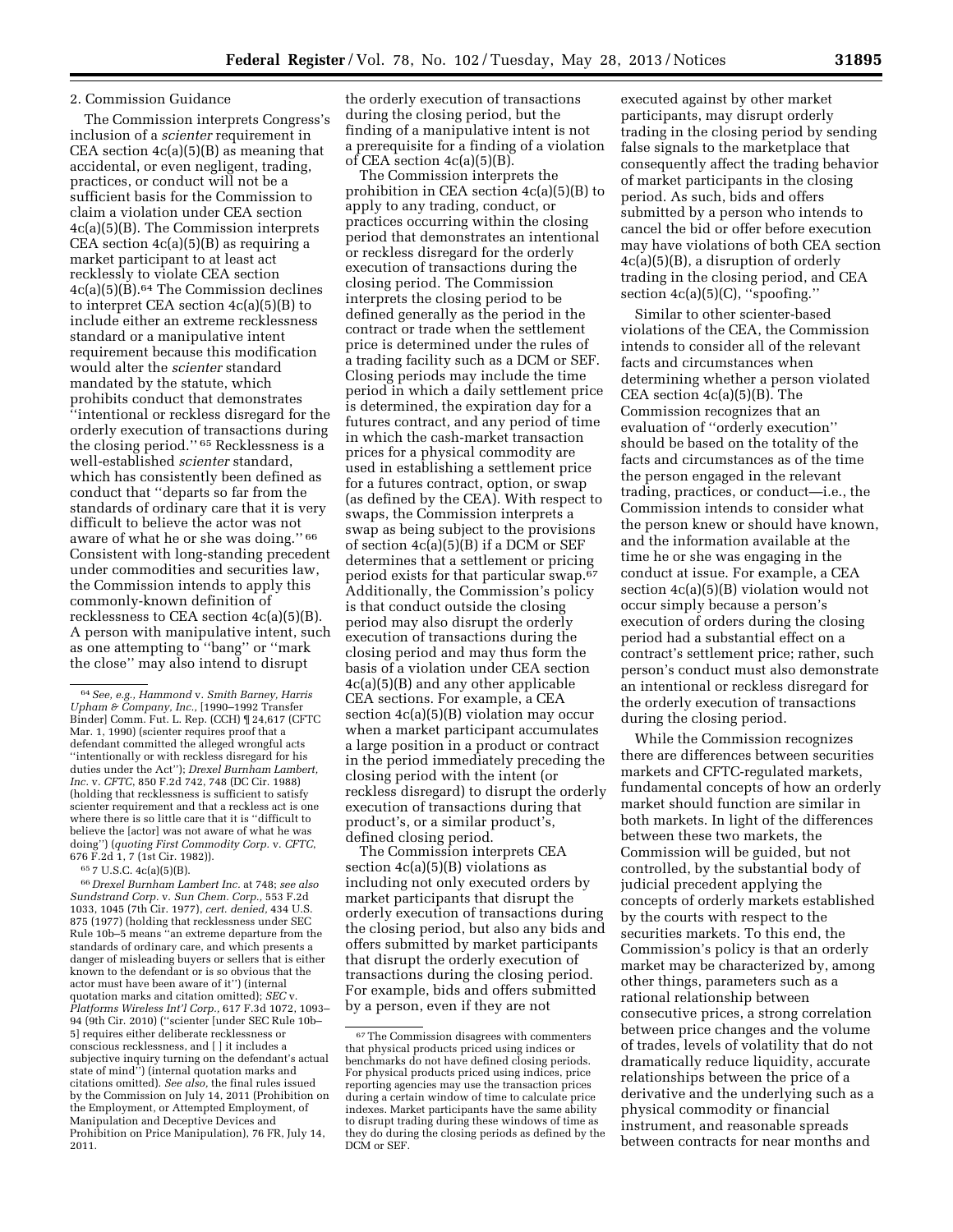2. Commission Guidance

The Commission interprets Congress's inclusion of a *scienter* requirement in CEA section 4c(a)(5)(B) as meaning that accidental, or even negligent, trading, practices, or conduct will not be a sufficient basis for the Commission to claim a violation under CEA section 4c(a)(5)(B). The Commission interprets CEA section 4c(a)(5)(B) as requiring a market participant to at least act recklessly to violate CEA section 4c(a)(5)(B).[64] The Commission declines to interpret CEA section 4c(a)(5)(B) to include either an extreme recklessness standard or a manipulative intent requirement because this modification would alter the *scienter* standard mandated by the statute, which prohibits conduct that demonstrates "intentional or reckless disregard for the orderly execution of transactions during the closing period."[65] Recklessness is a well-established *scienter* standard, which has consistently been defined as conduct that "departs so far from the standards of ordinary care that it is very difficult to believe the actor was not aware of what he or she was doing."[66] Consistent with long-standing precedent under commodities and securities law, the Commission intends to apply this commonly-known definition of recklessness to CEA section 4c(a)(5)(B). A person with manipulative intent, such as one attempting to "bang" or "mark the close" may also intend to disrupt the orderly execution of transactions during the closing period, but the finding of a manipulative intent is not a prerequisite for a finding of a violation of CEA section 4c(a)(5)(B).

The Commission interprets the prohibition in CEA section 4c(a)(5)(B) to apply to any trading, conduct, or practices occurring within the closing period that demonstrates an intentional or reckless disregard for the orderly execution of transactions during the closing period. The Commission interprets the closing period to be defined generally as the period in the contract or trade when the settlement price is determined under the rules of a trading facility such as a DCM or SEF. Closing periods may include the time period in which a daily settlement price is determined, the expiration day for a futures contract, and any period of time in which the cash-market transaction prices for a physical commodity are used in establishing a settlement price for a futures contract, option, or swap (as defined by the CEA). With respect to swaps, the Commission interprets a swap as being subject to the provisions of section 4c(a)(5)(B) if a DCM or SEF determines that a settlement or pricing period exists for that particular swap.[67] Additionally, the Commission's policy is that conduct outside the closing period may also disrupt the orderly execution of transactions during the closing period and may thus form the basis of a violation under CEA section 4c(a)(5)(B) and any other applicable CEA sections. For example, a CEA section 4c(a)(5)(B) violation may occur when a market participant accumulates a large position in a product or contract in the period immediately preceding the closing period with the intent (or reckless disregard) to disrupt the orderly execution of transactions during that product's, or a similar product's, defined closing period.

The Commission interprets CEA section 4c(a)(5)(B) violations as including not only executed orders by market participants that disrupt the orderly execution of transactions during the closing period, but also any bids and offers submitted by market participants that disrupt the orderly execution of transactions during the closing period. For example, bids and offers submitted by a person, even if they are not executed against by other market participants, may disrupt orderly trading in the closing period by sending false signals to the marketplace that consequently affect the trading behavior of market participants in the closing period. As such, bids and offers submitted by a person who intends to cancel the bid or offer before execution may have violations of both CEA section 4c(a)(5)(B), a disruption of orderly trading in the closing period, and CEA section 4c(a)(5)(C), "spoofing."

Similar to other scienter-based violations of the CEA, the Commission intends to consider all of the relevant facts and circumstances when determining whether a person violated CEA section 4c(a)(5)(B). The Commission recognizes that an evaluation of "orderly execution" should be based on the totality of the facts and circumstances as of the time the person engaged in the relevant trading, practices, or conduct—i.e., the Commission intends to consider what the person knew or should have known, and the information available at the time he or she was engaging in the conduct at issue. For example, a CEA section 4c(a)(5)(B) violation would not occur simply because a person's execution of orders during the closing period had a substantial effect on a contract's settlement price; rather, such person's conduct must also demonstrate an intentional or reckless disregard for the orderly execution of transactions during the closing period.

While the Commission recognizes there are differences between securities markets and CFTC-regulated markets, fundamental concepts of how an orderly market should function are similar in both markets. In light of the differences between these two markets, the Commission will be guided, but not controlled, by the substantial body of judicial precedent applying the concepts of orderly markets established by the courts with respect to the securities markets. To this end, the Commission's policy is that an orderly market may be characterized by, among other things, parameters such as a rational relationship between consecutive prices, a strong correlation between price changes and the volume of trades, levels of volatility that do not dramatically reduce liquidity, accurate relationships between the price of a derivative and the underlying such as a physical commodity or financial instrument, and reasonable spreads between contracts for near months and

---

[64] *See, e.g., Hammond* v. *Smith Barney, Harris Upham & Company, Inc.*, [1990–1992 Transfer Binder] Comm. Fut. L. Rep. (CCH) ¶ 24,617 (CFTC Mar. 1, 1990) (scienter requires proof that a defendant committed the alleged wrongful acts "intentionally or with reckless disregard for his duties under the Act"); *Drexel Burnham Lambert, Inc.* v. *CFTC*, 850 F.2d 742, 748 (DC Cir. 1988) (holding that recklessness is sufficient to satisfy scienter requirement and that a reckless act is one where there is so little care that it is "difficult to believe the [actor] was not aware of what he was doing") (*quoting First Commodity Corp.* v. *CFTC*, 676 F.2d 1, 7 (1st Cir. 1982)).

[65] 7 U.S.C. 4c(a)(5)(B).

[66] *Drexel Burnham Lambert Inc.* at 748; *see also Sundstrand Corp.* v. *Sun Chem. Corp.*, 553 F.2d 1033, 1045 (7th Cir. 1977), *cert. denied*, 434 U.S. 875 (1977) (holding that recklessness under SEC Rule 10b–5 means "an extreme departure from the standards of ordinary care, and which presents a danger of misleading buyers or sellers that is either known to the defendant or is so obvious that the actor must have been aware of it") (internal quotation marks and citation omitted); *SEC* v. *Platforms Wireless Int'l Corp.*, 617 F.3d 1072, 1093–94 (9th Cir. 2010) ("scienter [under SEC Rule 10b–5] requires either deliberate recklessness or conscious recklessness, and [ ] it includes a subjective inquiry turning on the defendant's actual state of mind") (internal quotation marks and citations omitted). *See also*, the final rules issued by the Commission on July 14, 2011 (Prohibition on the Employment, or Attempted Employment, of Manipulation and Deceptive Devices and Prohibition on Price Manipulation), 76 FR, July 14, 2011.

[67] The Commission disagrees with commenters that physical products priced using indices or benchmarks do not have defined closing periods. For physical products priced using indices, price reporting agencies may use the transaction prices during a certain window of time to calculate price indexes. Market participants have the same ability to disrupt trading during these windows of time as they do during the closing periods as defined by the DCM or SEF.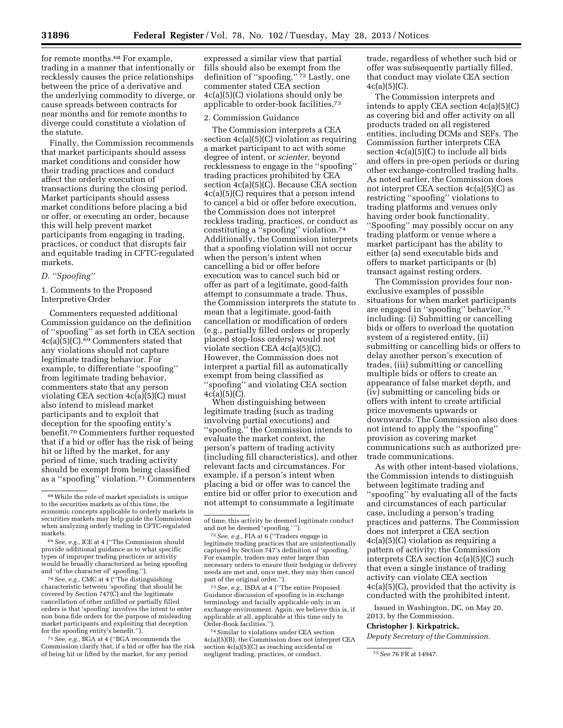for remote months.[68] For example, trading in a manner that intentionally or recklessly causes the price relationships between the price of a derivative and the underlying commodity to diverge, or cause spreads between contracts for near months and for remote months to diverge could constitute a violation of the statute.

Finally, the Commission recommends that market participants should assess market conditions and consider how their trading practices and conduct affect the orderly execution of transactions during the closing period. Market participants should assess market conditions before placing a bid or offer, or executing an order, because this will help prevent market participants from engaging in trading, practices, or conduct that disrupts fair and equitable trading in CFTC-regulated markets.

### *D. ''Spoofing''*

1. Comments to the Proposed Interpretive Order

Commenters requested additional Commission guidance on the definition of ''spoofing'' as set forth in CEA section 4c(a)(5)(C).[69] Commenters stated that any violations should not capture legitimate trading behavior. For example, to differentiate ''spoofing'' from legitimate trading behavior, commenters state that any person violating CEA section 4c(a)(5)(C) must also intend to mislead market participants and to exploit that deception for the spoofing entity's benefit.[70] Commenters further requested that if a bid or offer has the risk of being hit or lifted by the market, for any period of time, such trading activity should be exempt from being classified as a ''spoofing'' violation.[71] Commenters expressed a similar view that partial fills should also be exempt from the definition of ''spoofing.''[72] Lastly, one commenter stated CEA section 4c(a)(5)(C) violations should only be applicable to order-book facilities.[73]

2. Commission Guidance

The Commission interprets a CEA section 4c(a)(5)(C) violation as requiring a market participant to act with some degree of intent, or *scienter,* beyond recklessness to engage in the ''spoofing'' trading practices prohibited by CEA section 4c(a)(5)(C). Because CEA section 4c(a)(5)(C) requires that a person intend to cancel a bid or offer before execution, the Commission does not interpret reckless trading, practices, or conduct as constituting a ''spoofing'' violation.[74] Additionally, the Commission interprets that a spoofing violation will not occur when the person's intent when cancelling a bid or offer before execution was to cancel such bid or offer as part of a legitimate, good-faith attempt to consummate a trade. Thus, the Commission interprets the statute to mean that a legitimate, good-faith cancellation or modification of orders (e.g., partially filled orders or properly placed stop-loss orders) would not violate section CEA 4c(a)(5)(C). However, the Commission does not interpret a partial fill as automatically exempt from being classified as ''spoofing'' and violating CEA section 4c(a)(5)(C).

When distinguishing between legitimate trading (such as trading involving partial executions) and ''spoofing,'' the Commission intends to evaluate the market context, the person's pattern of trading activity (including fill characteristics), and other relevant facts and circumstances. For example, if a person's intent when placing a bid or offer was to cancel the entire bid or offer prior to execution and not attempt to consummate a legitimate trade, regardless of whether such bid or offer was subsequently partially filled, that conduct may violate CEA section 4c(a)(5)(C).

The Commission interprets and intends to apply CEA section 4c(a)(5)(C) as covering bid and offer activity on all products traded on all registered entities, including DCMs and SEFs. The Commission further interprets CEA section 4c(a)(5)(C) to include all bids and offers in pre-open periods or during other exchange-controlled trading halts. As noted earlier, the Commission does not interpret CEA section 4c(a)(5)(C) as restricting ''spoofing'' violations to trading platforms and venues only having order book functionality. ''Spoofing'' may possibly occur on any trading platform or venue where a market participant has the ability to either (a) send executable bids and offers to market participants or (b) transact against resting orders.

The Commission provides four non-exclusive examples of possible situations for when market participants are engaged in ''spoofing'' behavior,[75] including: (i) Submitting or cancelling bids or offers to overload the quotation system of a registered entity, (ii) submitting or cancelling bids or offers to delay another person's execution of trades, (iii) submitting or cancelling multiple bids or offers to create an appearance of false market depth, and (iv) submitting or canceling bids or offers with intent to create artificial price movements upwards or downwards. The Commission also does not intend to apply the ''spoofing'' provision as covering market communications such as authorized pre-trade communications.

As with other intent-based violations, the Commission intends to distinguish between legitimate trading and ''spoofing'' by evaluating all of the facts and circumstances of each particular case, including a person's trading practices and patterns. The Commission does not interpret a CEA section 4c(a)(5)(C) violation as requiring a pattern of activity; the Commission interprets CEA section 4c(a)(5)(C) such that even a single instance of trading activity can violate CEA section 4c(a)(5)(C), provided that the activity is conducted with the prohibited intent.

Issued in Washington, DC, on May 20, 2013, by the Commission.

**Christopher J. Kirkpatrick,**

*Deputy Secretary of the Commission.*

---

[68] While the role of market specialists is unique to the securities markets as of this time, the economic concepts applicable to orderly markets in securities markets may help guide the Commission when analyzing orderly trading in CFTC-regulated markets.

[69] *See, e.g.,* ICE at 4 (''The Commission should provide additional guidance as to what specific types of improper trading practices or activity would be broadly characterized as being spoofing and 'of the character of' spoofing.'').

[70] *See, e.g.,* CMC at 4 (''The distinguishing characteristic between 'spoofing' that should be covered by Section 747(C) and the legitimate cancellation of other unfilled or partially filled orders is that 'spoofing' involves the intent to enter non bona fide orders for the purpose of misleading market participants and exploiting that deception for the spoofing entity's benefit.'').

[71] *See, e.g.,* BGA at 4 (''BGA recommends the Commission clarify that, if a bid or offer has the risk of being hit or lifted by the market, for any period of time, this activity be deemed legitimate conduct and not be deemed 'spoofing.' '').

[72] *See, e.g.,* FIA at 6 (''Traders engage in legitimate trading practices that are unintentionally captured by Section 747's definition of 'spoofing.' For example, traders may enter larger than necessary orders to ensure their hedging or delivery needs are met and, once met, they may then cancel part of the original order.'').

[73] *See, e.g.,* ISDA at 4 (''The entire Proposed Guidance discussion of spoofing is in exchange terminology and facially applicable only in an exchange environment. Again, we believe this is, if applicable at all, applicable at this time only to Order-Book facilities.'').

[74] Similar to violations under CEA section 4c(a)(5)(B), the Commission does not interpret CEA section 4c(a)(5)(C) as reaching accidental or negligent trading, practices, or conduct.

[75] *See* 76 FR at 14947.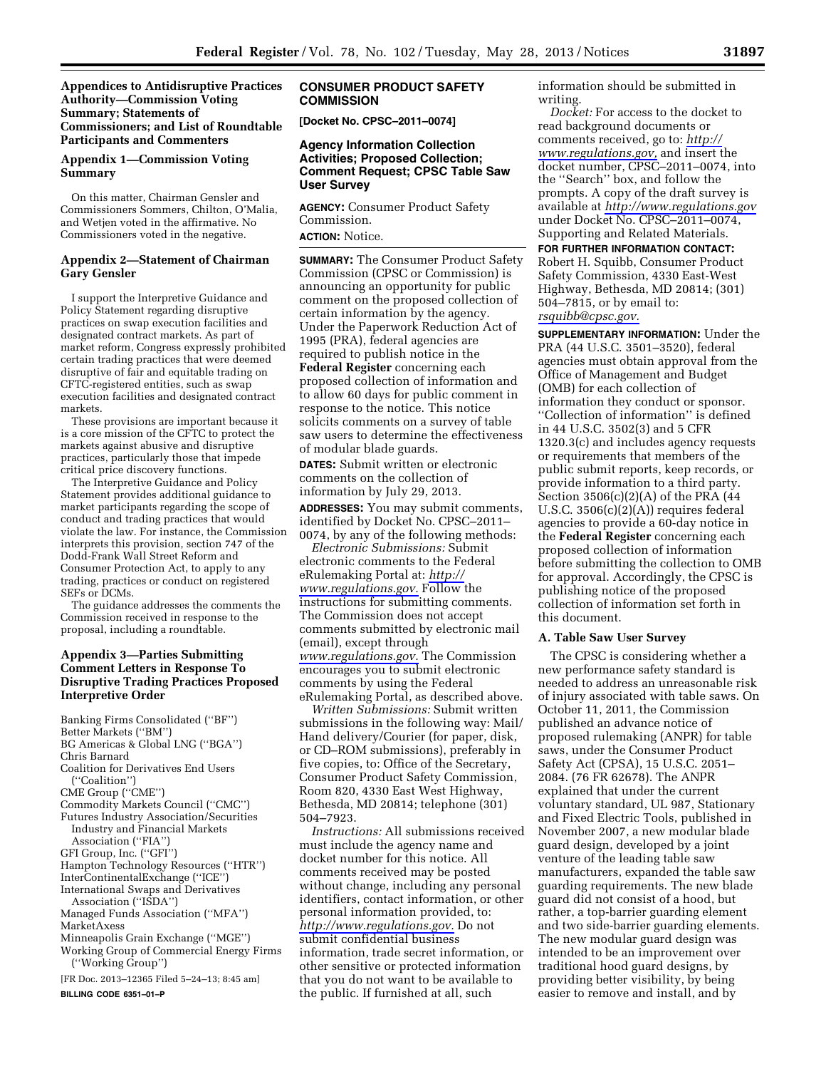## Appendices to Antidisruptive Practices Authority—Commission Voting Summary; Statements of Commissioners; and List of Roundtable Participants and Commenters

### Appendix 1—Commission Voting Summary

On this matter, Chairman Gensler and Commissioners Sommers, Chilton, O'Malia, and Wetjen voted in the affirmative. No Commissioners voted in the negative.

### Appendix 2—Statement of Chairman Gary Gensler

I support the Interpretive Guidance and Policy Statement regarding disruptive practices on swap execution facilities and designated contract markets. As part of market reform, Congress expressly prohibited certain trading practices that were deemed disruptive of fair and equitable trading on CFTC-registered entities, such as swap execution facilities and designated contract markets.

These provisions are important because it is a core mission of the CFTC to protect the markets against abusive and disruptive practices, particularly those that impede critical price discovery functions.

The Interpretive Guidance and Policy Statement provides additional guidance to market participants regarding the scope of conduct and trading practices that would violate the law. For instance, the Commission interprets this provision, section 747 of the Dodd-Frank Wall Street Reform and Consumer Protection Act, to apply to any trading, practices or conduct on registered SEFs or DCMs.

The guidance addresses the comments the Commission received in response to the proposal, including a roundtable.

### Appendix 3—Parties Submitting Comment Letters in Response To Disruptive Trading Practices Proposed Interpretive Order

Banking Firms Consolidated (''BF'')
Better Markets (''BM'')
BG Americas & Global LNG (''BGA'')
Chris Barnard
Coalition for Derivatives End Users (''Coalition'')
CME Group (''CME'')
Commodity Markets Council (''CMC'')
Futures Industry Association/Securities Industry and Financial Markets Association (''FIA'')
GFI Group, Inc. (''GFI'')
Hampton Technology Resources (''HTR'')
InterContinentalExchange (''ICE'')
International Swaps and Derivatives Association (''ISDA'')
Managed Funds Association (''MFA'')
MarketAxess
Minneapolis Grain Exchange (''MGE'')
Working Group of Commercial Energy Firms (''Working Group'')

[FR Doc. 2013–12365 Filed 5–24–13; 8:45 am]

**BILLING CODE 6351–01–P**

## CONSUMER PRODUCT SAFETY COMMISSION

**[Docket No. CPSC–2011–0074]**

### Agency Information Collection Activities; Proposed Collection; Comment Request; CPSC Table Saw User Survey

**AGENCY:** Consumer Product Safety Commission.

**ACTION:** Notice.

**SUMMARY:** The Consumer Product Safety Commission (CPSC or Commission) is announcing an opportunity for public comment on the proposed collection of certain information by the agency. Under the Paperwork Reduction Act of 1995 (PRA), federal agencies are required to publish notice in the **Federal Register** concerning each proposed collection of information and to allow 60 days for public comment in response to the notice. This notice solicits comments on a survey of table saw users to determine the effectiveness of modular blade guards.

**DATES:** Submit written or electronic comments on the collection of information by July 29, 2013.

**ADDRESSES:** You may submit comments, identified by Docket No. CPSC–2011–0074, by any of the following methods:

*Electronic Submissions:* Submit electronic comments to the Federal eRulemaking Portal at: *http://www.regulations.gov.* Follow the instructions for submitting comments. The Commission does not accept comments submitted by electronic mail (email), except through *www.regulations.gov.* The Commission encourages you to submit electronic comments by using the Federal eRulemaking Portal, as described above.

*Written Submissions:* Submit written submissions in the following way: Mail/Hand delivery/Courier (for paper, disk, or CD–ROM submissions), preferably in five copies, to: Office of the Secretary, Consumer Product Safety Commission, Room 820, 4330 East West Highway, Bethesda, MD 20814; telephone (301) 504–7923.

*Instructions:* All submissions received must include the agency name and docket number for this notice. All comments received may be posted without change, including any personal identifiers, contact information, or other personal information provided, to: *http://www.regulations.gov.* Do not submit confidential business information, trade secret information, or other sensitive or protected information that you do not want to be available to the public. If furnished at all, such information should be submitted in writing.

*Docket:* For access to the docket to read background documents or comments received, go to: *http://www.regulations.gov,* and insert the docket number, CPSC–2011–0074, into the ''Search'' box, and follow the prompts. A copy of the draft survey is available at *http://www.regulations.gov* under Docket No. CPSC–2011–0074, Supporting and Related Materials.

**FOR FURTHER INFORMATION CONTACT:** Robert H. Squibb, Consumer Product Safety Commission, 4330 East-West Highway, Bethesda, MD 20814; (301) 504–7815, or by email to: *rsquibb@cpsc.gov.*

**SUPPLEMENTARY INFORMATION:** Under the PRA (44 U.S.C. 3501–3520), federal agencies must obtain approval from the Office of Management and Budget (OMB) for each collection of information they conduct or sponsor. ''Collection of information'' is defined in 44 U.S.C. 3502(3) and 5 CFR 1320.3(c) and includes agency requests or requirements that members of the public submit reports, keep records, or provide information to a third party. Section 3506(c)(2)(A) of the PRA (44 U.S.C. 3506(c)(2)(A)) requires federal agencies to provide a 60-day notice in the **Federal Register** concerning each proposed collection of information before submitting the collection to OMB for approval. Accordingly, the CPSC is publishing notice of the proposed collection of information set forth in this document.

#### A. Table Saw User Survey

The CPSC is considering whether a new performance safety standard is needed to address an unreasonable risk of injury associated with table saws. On October 11, 2011, the Commission published an advance notice of proposed rulemaking (ANPR) for table saws, under the Consumer Product Safety Act (CPSA), 15 U.S.C. 2051–2084. (76 FR 62678). The ANPR explained that under the current voluntary standard, UL 987, Stationary and Fixed Electric Tools, published in November 2007, a new modular blade guard design, developed by a joint venture of the leading table saw manufacturers, expanded the table saw guarding requirements. The new blade guard did not consist of a hood, but rather, a top-barrier guarding element and two side-barrier guarding elements. The new modular guard design was intended to be an improvement over traditional hood guard designs, by providing better visibility, by being easier to remove and install, and by